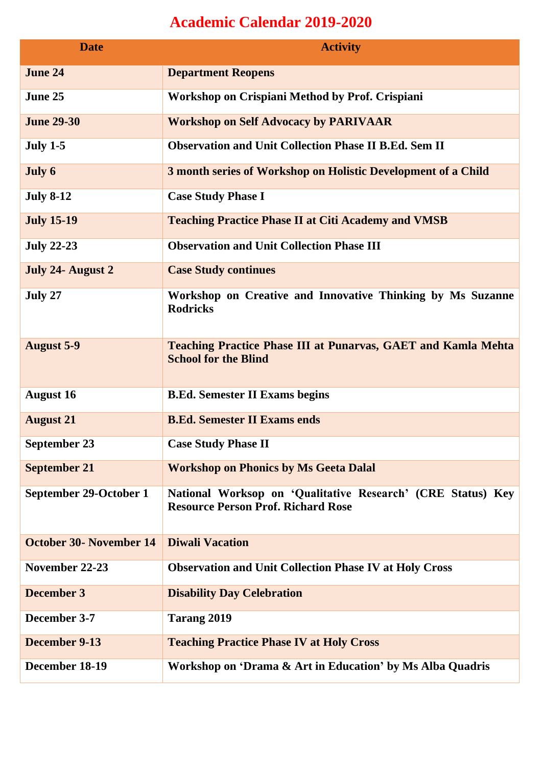# Academic Calendar 2019-2020

| Date | Activity |
|---|---|
| **June 24** | **Department Reopens** |
| **June 25** | **Workshop on Crispiani Method by Prof. Crispiani** |
| **June 29-30** | **Workshop on Self Advocacy by PARIVAAR** |
| **July 1-5** | **Observation and Unit Collection Phase II B.Ed. Sem II** |
| **July 6** | **3 month series of Workshop on Holistic Development of a Child** |
| **July 8-12** | **Case Study Phase I** |
| **July 15-19** | **Teaching Practice Phase II at Citi Academy and VMSB** |
| **July 22-23** | **Observation and Unit Collection Phase III** |
| **July 24- August 2** | **Case Study continues** |
| **July 27** | **Workshop on Creative and Innovative Thinking by Ms Suzanne Rodricks** |
| **August 5-9** | **Teaching Practice Phase III at Punarvas, GAET and Kamla Mehta School for the Blind** |
| **August 16** | **B.Ed. Semester II Exams begins** |
| **August 21** | **B.Ed. Semester II Exams ends** |
| **September 23** | **Case Study Phase II** |
| **September 21** | **Workshop on Phonics by Ms Geeta Dalal** |
| **September 29-October 1** | **National Worksop on 'Qualitative Research' (CRE Status) Key Resource Person Prof. Richard Rose** |
| **October 30- November 14** | **Diwali Vacation** |
| **November 22-23** | **Observation and Unit Collection Phase IV at Holy Cross** |
| **December 3** | **Disability Day Celebration** |
| **December 3-7** | **Tarang 2019** |
| **December 9-13** | **Teaching Practice Phase IV at Holy Cross** |
| **December 18-19** | **Workshop on 'Drama & Art in Education' by Ms Alba Quadris** |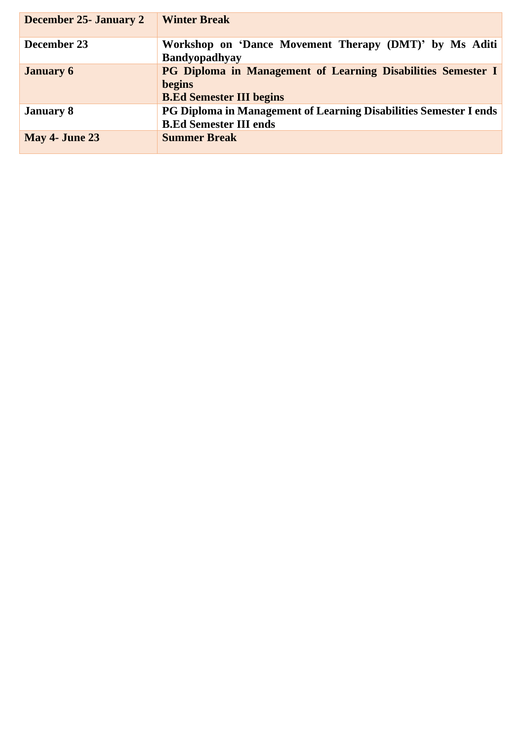| | |
|---|---|
| **December 25- January 2** | **Winter Break** |
| **December 23** | **Workshop on 'Dance Movement Therapy (DMT)' by Ms Aditi Bandyopadhyay** |
| **January 6** | **PG Diploma in Management of Learning Disabilities Semester I begins**<br>**B.Ed Semester III begins** |
| **January 8** | **PG Diploma in Management of Learning Disabilities Semester I ends**<br>**B.Ed Semester III ends** |
| **May 4- June 23** | **Summer Break** |